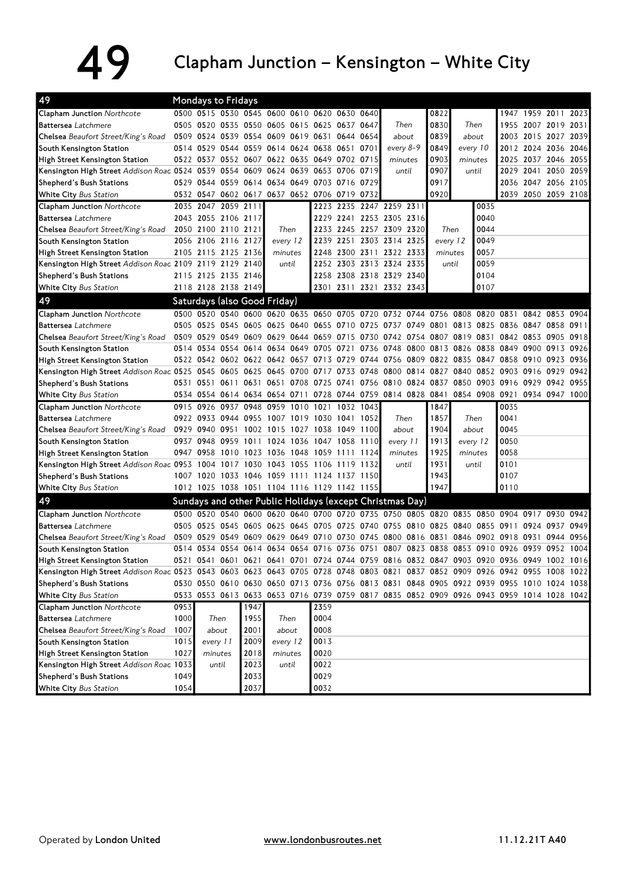# 49 Clapham Junction – Kensington – White City

## Mondays to Fridays

| 49 | | | | | | | | | | | | | | | | | | |
|---|---|---|---|---|---|---|---|---|---|---|---|---|---|---|---|---|---|---|
| Clapham Junction *Northcote* | 0500 | 0515 | 0530 | 0545 | 0600 | 0610 | 0620 | 0630 | 0640 | | 0822 | | 1947 | 1959 | 2011 | 2023 |
| Battersea *Latchmere* | 0505 | 0520 | 0535 | 0550 | 0605 | 0615 | 0625 | 0637 | 0647 | Then | 0830 | Then | 1955 | 2007 | 2019 | 2031 |
| Chelsea *Beaufort Street/King's Road* | 0509 | 0524 | 0539 | 0554 | 0609 | 0619 | 0631 | 0644 | 0654 | about | 0839 | about | 2003 | 2015 | 2027 | 2039 |
| South Kensington Station | 0514 | 0529 | 0544 | 0559 | 0614 | 0624 | 0638 | 0651 | 0701 | every 8-9 | 0849 | every 10 | 2012 | 2024 | 2036 | 2046 |
| High Street Kensington Station | 0522 | 0537 | 0552 | 0607 | 0622 | 0635 | 0649 | 0702 | 0715 | minutes | 0903 | minutes | 2025 | 2037 | 2046 | 2055 |
| Kensington High Street *Addison Road* | 0524 | 0539 | 0554 | 0609 | 0624 | 0639 | 0653 | 0706 | 0719 | until | 0907 | until | 2029 | 2041 | 2050 | 2059 |
| Shepherd's Bush Stations | 0529 | 0544 | 0559 | 0614 | 0634 | 0649 | 0703 | 0716 | 0729 | | 0917 | | 2036 | 2047 | 2056 | 2105 |
| White City *Bus Station* | 0532 | 0547 | 0602 | 0617 | 0637 | 0652 | 0706 | 0719 | 0732 | | 0920 | | 2039 | 2050 | 2059 | 2108 |

| 49 | | | | | | | | | | | | | |
|---|---|---|---|---|---|---|---|---|---|---|---|---|---|
| Clapham Junction *Northcote* | 2035 | 2047 | 2059 | 2111 | | 2223 | 2235 | 2247 | 2259 | 2311 | | 0035 |
| Battersea *Latchmere* | 2043 | 2055 | 2106 | 2117 | | 2229 | 2241 | 2253 | 2305 | 2316 | | 0040 |
| Chelsea *Beaufort Street/King's Road* | 2050 | 2100 | 2110 | 2121 | Then | 2233 | 2245 | 2257 | 2309 | 2320 | Then | 0044 |
| South Kensington Station | 2056 | 2106 | 2116 | 2127 | every 12 | 2239 | 2251 | 2303 | 2314 | 2325 | every 12 | 0049 |
| High Street Kensington Station | 2105 | 2115 | 2125 | 2136 | minutes | 2248 | 2300 | 2311 | 2322 | 2333 | minutes | 0057 |
| Kensington High Street *Addison Road* | 2109 | 2119 | 2129 | 2140 | until | 2252 | 2303 | 2313 | 2324 | 2335 | until | 0059 |
| Shepherd's Bush Stations | 2115 | 2125 | 2135 | 2146 | | 2258 | 2308 | 2318 | 2329 | 2340 | | 0104 |
| White City *Bus Station* | 2118 | 2128 | 2138 | 2149 | | 2301 | 2311 | 2321 | 2332 | 2343 | | 0107 |

## Saturdays (also Good Friday)

| 49 | | | | | | | | | | | | | | | | | | |
|---|---|---|---|---|---|---|---|---|---|---|---|---|---|---|---|---|---|---|
| Clapham Junction *Northcote* | 0500 | 0520 | 0540 | 0600 | 0620 | 0635 | 0650 | 0705 | 0720 | 0732 | 0744 | 0756 | 0808 | 0820 | 0831 | 0842 | 0853 | 0904 |
| Battersea *Latchmere* | 0505 | 0525 | 0545 | 0605 | 0625 | 0640 | 0655 | 0710 | 0725 | 0737 | 0749 | 0801 | 0813 | 0825 | 0836 | 0847 | 0858 | 0911 |
| Chelsea *Beaufort Street/King's Road* | 0509 | 0529 | 0549 | 0609 | 0629 | 0644 | 0659 | 0715 | 0730 | 0742 | 0754 | 0807 | 0819 | 0831 | 0842 | 0853 | 0905 | 0918 |
| South Kensington Station | 0514 | 0534 | 0554 | 0614 | 0634 | 0649 | 0705 | 0721 | 0736 | 0748 | 0800 | 0813 | 0826 | 0838 | 0849 | 0900 | 0913 | 0926 |
| High Street Kensington Station | 0522 | 0542 | 0602 | 0622 | 0642 | 0657 | 0713 | 0729 | 0744 | 0756 | 0809 | 0822 | 0835 | 0847 | 0858 | 0910 | 0923 | 0936 |
| Kensington High Street *Addison Road* | 0525 | 0545 | 0605 | 0625 | 0645 | 0700 | 0717 | 0733 | 0748 | 0800 | 0814 | 0827 | 0840 | 0852 | 0903 | 0916 | 0929 | 0942 |
| Shepherd's Bush Stations | 0531 | 0551 | 0611 | 0631 | 0651 | 0708 | 0725 | 0741 | 0756 | 0810 | 0824 | 0837 | 0850 | 0903 | 0916 | 0929 | 0942 | 0955 |
| White City *Bus Station* | 0534 | 0554 | 0614 | 0634 | 0654 | 0711 | 0728 | 0744 | 0759 | 0814 | 0828 | 0841 | 0854 | 0908 | 0921 | 0934 | 0947 | 1000 |

| 49 | | | | | | | | | | | | | | |
|---|---|---|---|---|---|---|---|---|---|---|---|---|---|---|
| Clapham Junction *Northcote* | 0915 | 0926 | 0937 | 0948 | 0959 | 1010 | 1021 | 1032 | 1043 | | 1847 | | 0035 |
| Battersea *Latchmere* | 0922 | 0933 | 0944 | 0955 | 1007 | 1019 | 1030 | 1041 | 1052 | Then | 1857 | Then | 0041 |
| Chelsea *Beaufort Street/King's Road* | 0929 | 0940 | 0951 | 1002 | 1015 | 1027 | 1038 | 1049 | 1100 | about | 1904 | about | 0045 |
| South Kensington Station | 0937 | 0948 | 0959 | 1011 | 1024 | 1036 | 1047 | 1058 | 1110 | every 11 | 1913 | every 12 | 0050 |
| High Street Kensington Station | 0947 | 0958 | 1010 | 1023 | 1036 | 1048 | 1059 | 1111 | 1124 | minutes | 1925 | minutes | 0058 |
| Kensington High Street *Addison Road* | 0953 | 1004 | 1017 | 1030 | 1043 | 1055 | 1106 | 1119 | 1132 | until | 1931 | until | 0101 |
| Shepherd's Bush Stations | 1007 | 1020 | 1033 | 1046 | 1059 | 1111 | 1124 | 1137 | 1150 | | 1943 | | 0107 |
| White City *Bus Station* | 1012 | 1025 | 1038 | 1051 | 1104 | 1116 | 1129 | 1142 | 1155 | | 1947 | | 0110 |

## Sundays and other Public Holidays (except Christmas Day)

| 49 | | | | | | | | | | | | | | | | | | |
|---|---|---|---|---|---|---|---|---|---|---|---|---|---|---|---|---|---|---|
| Clapham Junction *Northcote* | 0500 | 0520 | 0540 | 0600 | 0620 | 0640 | 0700 | 0720 | 0735 | 0750 | 0805 | 0820 | 0835 | 0850 | 0904 | 0917 | 0930 | 0942 |
| Battersea *Latchmere* | 0505 | 0525 | 0545 | 0605 | 0625 | 0645 | 0705 | 0725 | 0740 | 0755 | 0810 | 0825 | 0840 | 0855 | 0911 | 0924 | 0937 | 0949 |
| Chelsea *Beaufort Street/King's Road* | 0509 | 0529 | 0549 | 0609 | 0629 | 0649 | 0710 | 0730 | 0745 | 0800 | 0816 | 0831 | 0846 | 0902 | 0918 | 0931 | 0944 | 0956 |
| South Kensington Station | 0514 | 0534 | 0554 | 0614 | 0634 | 0654 | 0716 | 0736 | 0751 | 0807 | 0823 | 0838 | 0853 | 0910 | 0926 | 0939 | 0952 | 1004 |
| High Street Kensington Station | 0521 | 0541 | 0601 | 0621 | 0641 | 0701 | 0724 | 0744 | 0759 | 0816 | 0832 | 0847 | 0903 | 0920 | 0936 | 0949 | 1002 | 1016 |
| Kensington High Street *Addison Road* | 0523 | 0543 | 0603 | 0623 | 0643 | 0705 | 0728 | 0748 | 0803 | 0821 | 0837 | 0852 | 0909 | 0926 | 0942 | 0955 | 1008 | 1022 |
| Shepherd's Bush Stations | 0530 | 0550 | 0610 | 0630 | 0650 | 0713 | 0736 | 0756 | 0813 | 0831 | 0848 | 0905 | 0922 | 0939 | 0955 | 1010 | 1024 | 1038 |
| White City *Bus Station* | 0533 | 0553 | 0613 | 0633 | 0653 | 0716 | 0739 | 0759 | 0817 | 0835 | 0852 | 0909 | 0926 | 0943 | 0959 | 1014 | 1028 | 1042 |

| 49 | | | | | |
|---|---|---|---|---|---|
| Clapham Junction *Northcote* | 0953 | | 1947 | | 2359 |
| Battersea *Latchmere* | 1000 | Then | 1955 | Then | 0004 |
| Chelsea *Beaufort Street/King's Road* | 1007 | about | 2001 | about | 0008 |
| South Kensington Station | 1015 | every 11 | 2009 | every 12 | 0013 |
| High Street Kensington Station | 1027 | minutes | 2018 | minutes | 0020 |
| Kensington High Street *Addison Road* | 1033 | until | 2023 | until | 0022 |
| Shepherd's Bush Stations | 1049 | | 2033 | | 0029 |
| White City *Bus Station* | 1054 | | 2037 | | 0032 |

Operated by **London United** www.londonbusroutes.net 11.12.21T A40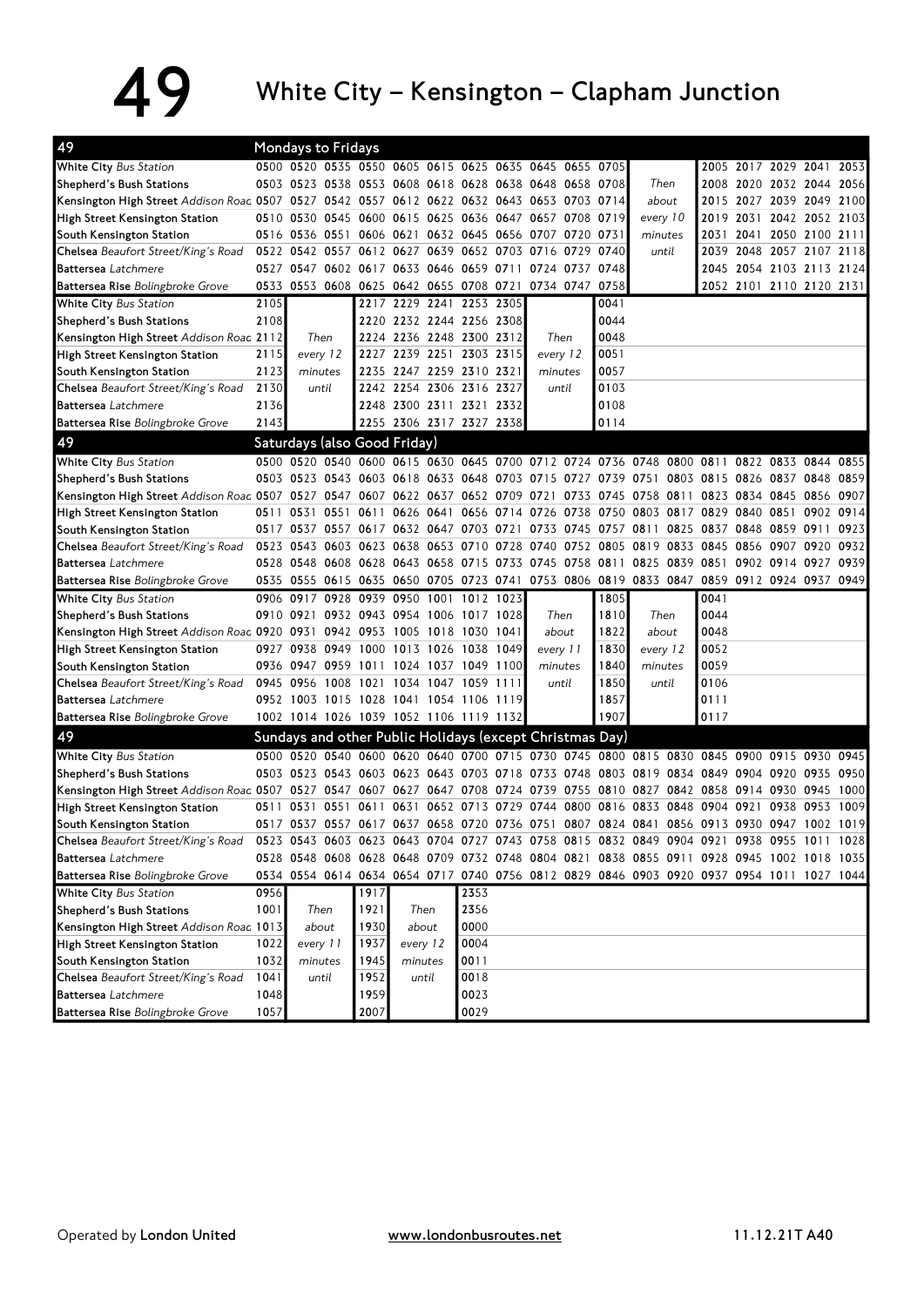# 49 White City – Kensington – Clapham Junction

## Mondays to Fridays

| 49 | | | | | | | | | | | | | | | | | |
|---|---|---|---|---|---|---|---|---|---|---|---|---|---|---|---|---|---|
| White City *Bus Station* | 0500 | 0520 | 0535 | 0550 | 0605 | 0615 | 0625 | 0635 | 0645 | 0655 | 0705 | | 2005 | 2017 | 2029 | 2041 | 2053 |
| Shepherd's Bush Stations | 0503 | 0523 | 0538 | 0553 | 0608 | 0618 | 0628 | 0638 | 0648 | 0658 | 0708 | *Then* | 2008 | 2020 | 2032 | 2044 | 2056 |
| Kensington High Street *Addison Road* | 0507 | 0527 | 0542 | 0557 | 0612 | 0622 | 0632 | 0643 | 0653 | 0703 | 0714 | *about* | 2015 | 2027 | 2039 | 2049 | 2100 |
| High Street Kensington Station | 0510 | 0530 | 0545 | 0600 | 0615 | 0625 | 0636 | 0647 | 0657 | 0708 | 0719 | *every 10* | 2019 | 2031 | 2042 | 2052 | 2103 |
| South Kensington Station | 0516 | 0536 | 0551 | 0606 | 0621 | 0632 | 0645 | 0656 | 0707 | 0720 | 0731 | *minutes* | 2031 | 2041 | 2050 | 2100 | 2111 |
| Chelsea *Beaufort Street/King's Road* | 0522 | 0542 | 0557 | 0612 | 0627 | 0639 | 0652 | 0703 | 0716 | 0729 | 0740 | *until* | 2039 | 2048 | 2057 | 2107 | 2118 |
| Battersea *Latchmere* | 0527 | 0547 | 0602 | 0617 | 0633 | 0646 | 0659 | 0711 | 0724 | 0737 | 0748 | | 2045 | 2054 | 2103 | 2113 | 2124 |
| Battersea Rise *Bolingbroke Grove* | 0533 | 0553 | 0608 | 0625 | 0642 | 0655 | 0708 | 0721 | 0734 | 0747 | 0758 | | 2052 | 2101 | 2110 | 2120 | 2131 |

| | | | | | | | | | |
|---|---|---|---|---|---|---|---|---|---|
| White City *Bus Station* | 2105 | | 2217 | 2229 | 2241 | 2253 | 2305 | | 0041 |
| Shepherd's Bush Stations | 2108 | *Then* | 2220 | 2232 | 2244 | 2256 | 2308 | *Then* | 0044 |
| Kensington High Street *Addison Road* | 2112 | *every 12* | 2224 | 2236 | 2248 | 2300 | 2312 | *every 12* | 0048 |
| High Street Kensington Station | 2115 | *minutes* | 2227 | 2239 | 2251 | 2303 | 2315 | *minutes* | 0051 |
| South Kensington Station | 2123 | *until* | 2235 | 2247 | 2259 | 2310 | 2321 | *until* | 0057 |
| Chelsea *Beaufort Street/King's Road* | 2130 | | 2242 | 2254 | 2306 | 2316 | 2327 | | 0103 |
| Battersea *Latchmere* | 2136 | | 2248 | 2300 | 2311 | 2321 | 2332 | | 0108 |
| Battersea Rise *Bolingbroke Grove* | 2143 | | 2255 | 2306 | 2317 | 2327 | 2338 | | 0114 |

## Saturdays (also Good Friday)

| 49 | | | | | | | | | | | | | | | | | | |
|---|---|---|---|---|---|---|---|---|---|---|---|---|---|---|---|---|---|---|
| White City *Bus Station* | 0500 | 0520 | 0540 | 0600 | 0615 | 0630 | 0645 | 0700 | 0712 | 0724 | 0736 | 0748 | 0800 | 0811 | 0822 | 0833 | 0844 | 0855 |
| Shepherd's Bush Stations | 0503 | 0523 | 0543 | 0603 | 0618 | 0633 | 0648 | 0703 | 0715 | 0727 | 0739 | 0751 | 0803 | 0815 | 0826 | 0837 | 0848 | 0859 |
| Kensington High Street *Addison Road* | 0507 | 0527 | 0547 | 0607 | 0622 | 0637 | 0652 | 0709 | 0721 | 0733 | 0745 | 0758 | 0811 | 0823 | 0834 | 0845 | 0856 | 0907 |
| High Street Kensington Station | 0511 | 0531 | 0551 | 0611 | 0626 | 0641 | 0656 | 0714 | 0726 | 0738 | 0750 | 0803 | 0817 | 0829 | 0840 | 0851 | 0902 | 0914 |
| South Kensington Station | 0517 | 0537 | 0557 | 0617 | 0632 | 0647 | 0703 | 0721 | 0733 | 0745 | 0757 | 0811 | 0825 | 0837 | 0848 | 0859 | 0911 | 0923 |
| Chelsea *Beaufort Street/King's Road* | 0523 | 0543 | 0603 | 0623 | 0638 | 0653 | 0710 | 0728 | 0740 | 0752 | 0805 | 0819 | 0833 | 0845 | 0856 | 0907 | 0920 | 0932 |
| Battersea *Latchmere* | 0528 | 0548 | 0608 | 0628 | 0643 | 0658 | 0715 | 0733 | 0745 | 0758 | 0811 | 0825 | 0839 | 0851 | 0902 | 0914 | 0927 | 0939 |
| Battersea Rise *Bolingbroke Grove* | 0535 | 0555 | 0615 | 0635 | 0650 | 0705 | 0723 | 0741 | 0753 | 0806 | 0819 | 0833 | 0847 | 0859 | 0912 | 0924 | 0937 | 0949 |

| | | | | | | | | | | | | |
|---|---|---|---|---|---|---|---|---|---|---|---|---|
| White City *Bus Station* | 0906 | 0917 | 0928 | 0939 | 0950 | 1001 | 1012 | 1023 | | 1805 | | 0041 |
| Shepherd's Bush Stations | 0910 | 0921 | 0932 | 0943 | 0954 | 1006 | 1017 | 1028 | *Then* | 1810 | *Then* | 0044 |
| Kensington High Street *Addison Road* | 0920 | 0931 | 0942 | 0953 | 1005 | 1018 | 1030 | 1041 | *about* | 1822 | *about* | 0048 |
| High Street Kensington Station | 0927 | 0938 | 0949 | 1000 | 1013 | 1026 | 1038 | 1049 | *every 11* | 1830 | *every 12* | 0052 |
| South Kensington Station | 0936 | 0947 | 0959 | 1011 | 1024 | 1037 | 1049 | 1100 | *minutes* | 1840 | *minutes* | 0059 |
| Chelsea *Beaufort Street/King's Road* | 0945 | 0956 | 1008 | 1021 | 1034 | 1047 | 1059 | 1111 | *until* | 1850 | *until* | 0106 |
| Battersea *Latchmere* | 0952 | 1003 | 1015 | 1028 | 1041 | 1054 | 1106 | 1119 | | 1857 | | 0111 |
| Battersea Rise *Bolingbroke Grove* | 1002 | 1014 | 1026 | 1039 | 1052 | 1106 | 1119 | 1132 | | 1907 | | 0117 |

## Sundays and other Public Holidays (except Christmas Day)

| 49 | | | | | | | | | | | | | | | | | | |
|---|---|---|---|---|---|---|---|---|---|---|---|---|---|---|---|---|---|---|
| White City *Bus Station* | 0500 | 0520 | 0540 | 0600 | 0620 | 0640 | 0700 | 0715 | 0730 | 0745 | 0800 | 0815 | 0830 | 0845 | 0900 | 0915 | 0930 | 0945 |
| Shepherd's Bush Stations | 0503 | 0523 | 0543 | 0603 | 0623 | 0643 | 0703 | 0718 | 0733 | 0748 | 0803 | 0819 | 0834 | 0849 | 0904 | 0920 | 0935 | 0950 |
| Kensington High Street *Addison Road* | 0507 | 0527 | 0547 | 0607 | 0627 | 0647 | 0708 | 0724 | 0739 | 0755 | 0810 | 0827 | 0842 | 0858 | 0914 | 0930 | 0945 | 1000 |
| High Street Kensington Station | 0511 | 0531 | 0551 | 0611 | 0631 | 0652 | 0713 | 0729 | 0744 | 0800 | 0816 | 0833 | 0848 | 0904 | 0921 | 0938 | 0953 | 1009 |
| South Kensington Station | 0517 | 0537 | 0557 | 0617 | 0637 | 0658 | 0720 | 0736 | 0751 | 0807 | 0824 | 0841 | 0856 | 0913 | 0930 | 0947 | 1002 | 1019 |
| Chelsea *Beaufort Street/King's Road* | 0523 | 0543 | 0603 | 0623 | 0643 | 0704 | 0727 | 0743 | 0758 | 0815 | 0832 | 0849 | 0904 | 0921 | 0938 | 0955 | 1011 | 1028 |
| Battersea *Latchmere* | 0528 | 0548 | 0608 | 0628 | 0648 | 0709 | 0732 | 0748 | 0804 | 0821 | 0838 | 0855 | 0911 | 0928 | 0945 | 1002 | 1018 | 1035 |
| Battersea Rise *Bolingbroke Grove* | 0534 | 0554 | 0614 | 0634 | 0654 | 0717 | 0740 | 0756 | 0812 | 0829 | 0846 | 0903 | 0920 | 0937 | 0954 | 1011 | 1027 | 1044 |

| | | | | | |
|---|---|---|---|---|---|
| White City *Bus Station* | 0956 | | 1917 | | 2353 |
| Shepherd's Bush Stations | 1001 | *Then* | 1921 | *Then* | 2356 |
| Kensington High Street *Addison Road* | 1013 | *about* | 1930 | *about* | 0000 |
| High Street Kensington Station | 1022 | *every 11* | 1937 | *every 12* | 0004 |
| South Kensington Station | 1032 | *minutes* | 1945 | *minutes* | 0011 |
| Chelsea *Beaufort Street/King's Road* | 1041 | *until* | 1952 | *until* | 0018 |
| Battersea *Latchmere* | 1048 | | 1959 | | 0023 |
| Battersea Rise *Bolingbroke Grove* | 1057 | | 2007 | | 0029 |

Operated by **London United** www.londonbusroutes.net 11.12.21T A40